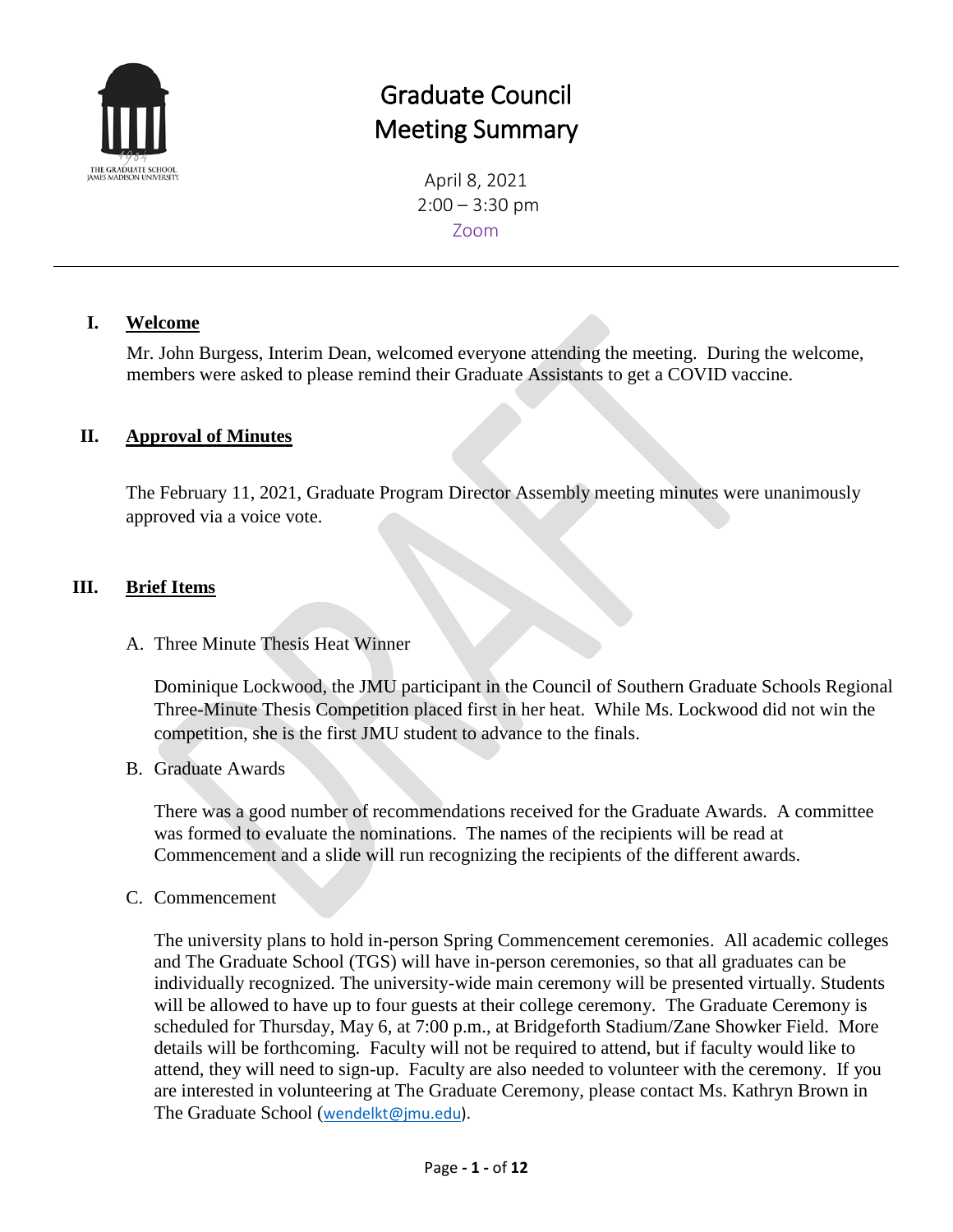# Graduate Council
# Meeting Summary

April 8, 2021
2:00 – 3:30 pm
Zoom

---

## I. Welcome

Mr. John Burgess, Interim Dean, welcomed everyone attending the meeting. During the welcome, members were asked to please remind their Graduate Assistants to get a COVID vaccine.

## II. Approval of Minutes

The February 11, 2021, Graduate Program Director Assembly meeting minutes were unanimously approved via a voice vote.

## III. Brief Items

A. Three Minute Thesis Heat Winner

Dominique Lockwood, the JMU participant in the Council of Southern Graduate Schools Regional Three-Minute Thesis Competition placed first in her heat. While Ms. Lockwood did not win the competition, she is the first JMU student to advance to the finals.

B. Graduate Awards

There was a good number of recommendations received for the Graduate Awards. A committee was formed to evaluate the nominations. The names of the recipients will be read at Commencement and a slide will run recognizing the recipients of the different awards.

C. Commencement

The university plans to hold in-person Spring Commencement ceremonies. All academic colleges and The Graduate School (TGS) will have in-person ceremonies, so that all graduates can be individually recognized. The university-wide main ceremony will be presented virtually. Students will be allowed to have up to four guests at their college ceremony. The Graduate Ceremony is scheduled for Thursday, May 6, at 7:00 p.m., at Bridgeforth Stadium/Zane Showker Field. More details will be forthcoming. Faculty will not be required to attend, but if faculty would like to attend, they will need to sign-up. Faculty are also needed to volunteer with the ceremony. If you are interested in volunteering at The Graduate Ceremony, please contact Ms. Kathryn Brown in The Graduate School (wendelkt@jmu.edu).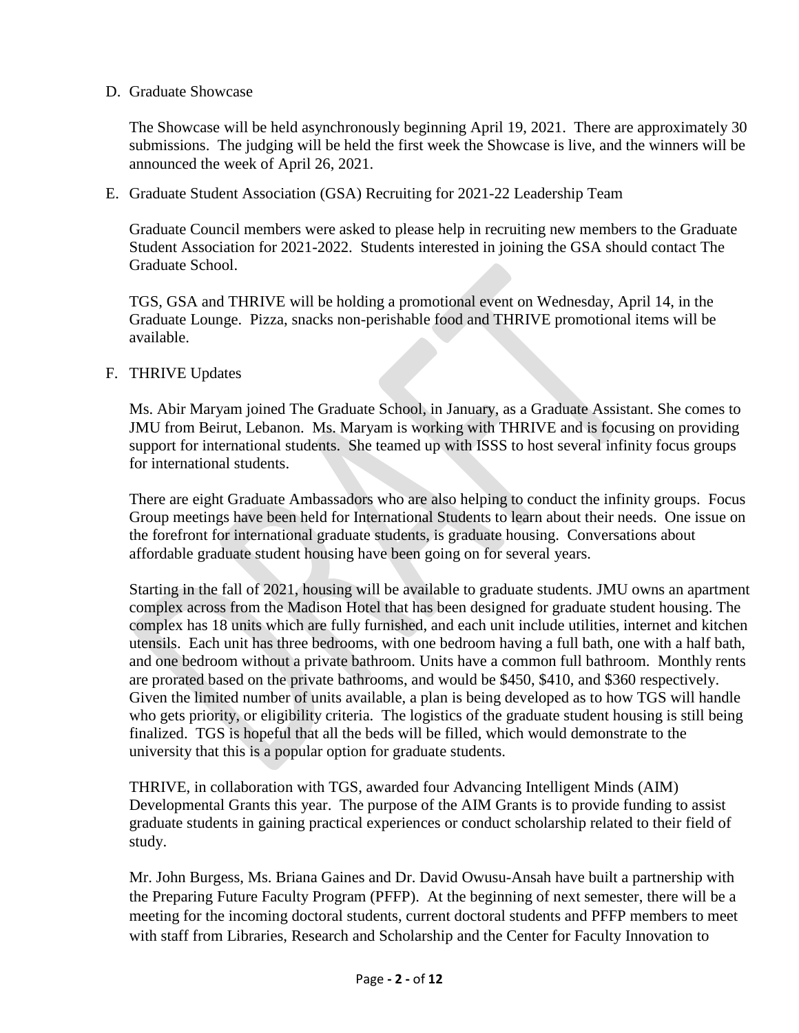D. Graduate Showcase

The Showcase will be held asynchronously beginning April 19, 2021. There are approximately 30 submissions. The judging will be held the first week the Showcase is live, and the winners will be announced the week of April 26, 2021.

E. Graduate Student Association (GSA) Recruiting for 2021-22 Leadership Team

Graduate Council members were asked to please help in recruiting new members to the Graduate Student Association for 2021-2022. Students interested in joining the GSA should contact The Graduate School.

TGS, GSA and THRIVE will be holding a promotional event on Wednesday, April 14, in the Graduate Lounge. Pizza, snacks non-perishable food and THRIVE promotional items will be available.

F. THRIVE Updates

Ms. Abir Maryam joined The Graduate School, in January, as a Graduate Assistant. She comes to JMU from Beirut, Lebanon. Ms. Maryam is working with THRIVE and is focusing on providing support for international students. She teamed up with ISSS to host several infinity focus groups for international students.

There are eight Graduate Ambassadors who are also helping to conduct the infinity groups. Focus Group meetings have been held for International Students to learn about their needs. One issue on the forefront for international graduate students, is graduate housing. Conversations about affordable graduate student housing have been going on for several years.

Starting in the fall of 2021, housing will be available to graduate students. JMU owns an apartment complex across from the Madison Hotel that has been designed for graduate student housing. The complex has 18 units which are fully furnished, and each unit include utilities, internet and kitchen utensils. Each unit has three bedrooms, with one bedroom having a full bath, one with a half bath, and one bedroom without a private bathroom. Units have a common full bathroom. Monthly rents are prorated based on the private bathrooms, and would be $450, $410, and $360 respectively. Given the limited number of units available, a plan is being developed as to how TGS will handle who gets priority, or eligibility criteria. The logistics of the graduate student housing is still being finalized. TGS is hopeful that all the beds will be filled, which would demonstrate to the university that this is a popular option for graduate students.

THRIVE, in collaboration with TGS, awarded four Advancing Intelligent Minds (AIM) Developmental Grants this year. The purpose of the AIM Grants is to provide funding to assist graduate students in gaining practical experiences or conduct scholarship related to their field of study.

Mr. John Burgess, Ms. Briana Gaines and Dr. David Owusu-Ansah have built a partnership with the Preparing Future Faculty Program (PFFP). At the beginning of next semester, there will be a meeting for the incoming doctoral students, current doctoral students and PFFP members to meet with staff from Libraries, Research and Scholarship and the Center for Faculty Innovation to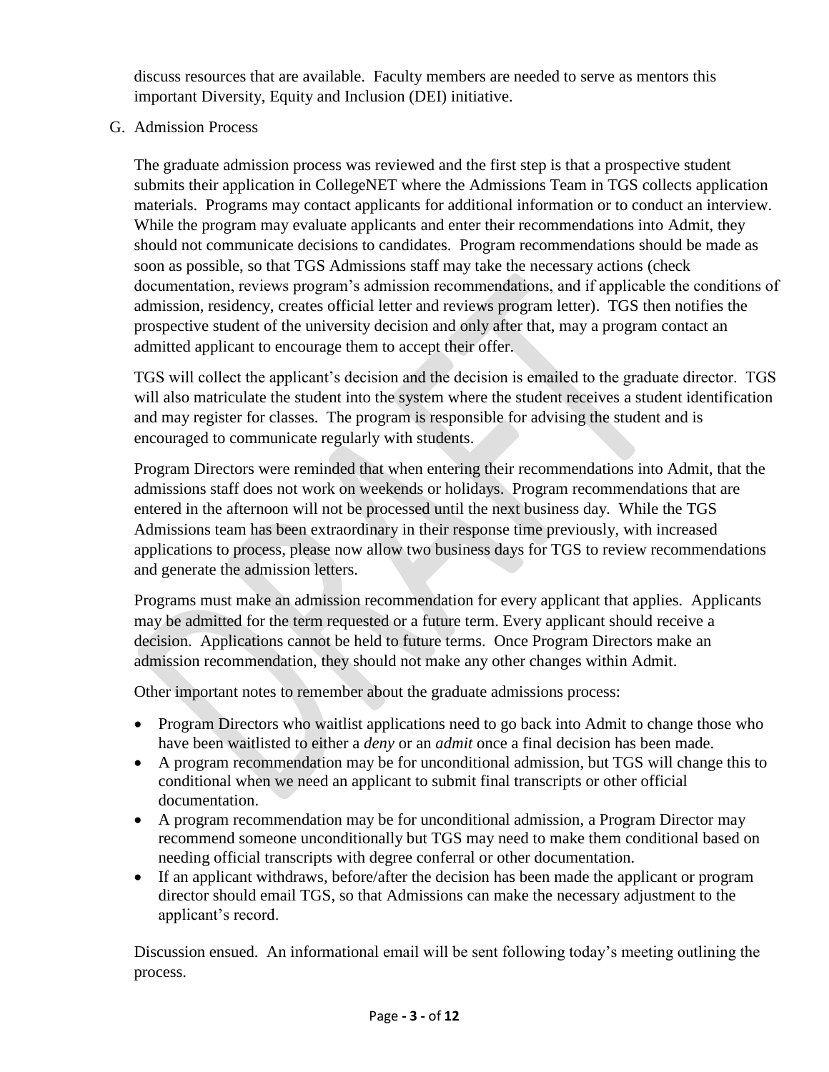discuss resources that are available. Faculty members are needed to serve as mentors this important Diversity, Equity and Inclusion (DEI) initiative.

G. Admission Process

The graduate admission process was reviewed and the first step is that a prospective student submits their application in CollegeNET where the Admissions Team in TGS collects application materials. Programs may contact applicants for additional information or to conduct an interview. While the program may evaluate applicants and enter their recommendations into Admit, they should not communicate decisions to candidates. Program recommendations should be made as soon as possible, so that TGS Admissions staff may take the necessary actions (check documentation, reviews program's admission recommendations, and if applicable the conditions of admission, residency, creates official letter and reviews program letter). TGS then notifies the prospective student of the university decision and only after that, may a program contact an admitted applicant to encourage them to accept their offer.

TGS will collect the applicant's decision and the decision is emailed to the graduate director. TGS will also matriculate the student into the system where the student receives a student identification and may register for classes. The program is responsible for advising the student and is encouraged to communicate regularly with students.

Program Directors were reminded that when entering their recommendations into Admit, that the admissions staff does not work on weekends or holidays. Program recommendations that are entered in the afternoon will not be processed until the next business day. While the TGS Admissions team has been extraordinary in their response time previously, with increased applications to process, please now allow two business days for TGS to review recommendations and generate the admission letters.

Programs must make an admission recommendation for every applicant that applies. Applicants may be admitted for the term requested or a future term. Every applicant should receive a decision. Applications cannot be held to future terms. Once Program Directors make an admission recommendation, they should not make any other changes within Admit.

Other important notes to remember about the graduate admissions process:

- Program Directors who waitlist applications need to go back into Admit to change those who have been waitlisted to either a *deny* or an *admit* once a final decision has been made.
- A program recommendation may be for unconditional admission, but TGS will change this to conditional when we need an applicant to submit final transcripts or other official documentation.
- A program recommendation may be for unconditional admission, a Program Director may recommend someone unconditionally but TGS may need to make them conditional based on needing official transcripts with degree conferral or other documentation.
- If an applicant withdraws, before/after the decision has been made the applicant or program director should email TGS, so that Admissions can make the necessary adjustment to the applicant's record.

Discussion ensued. An informational email will be sent following today's meeting outlining the process.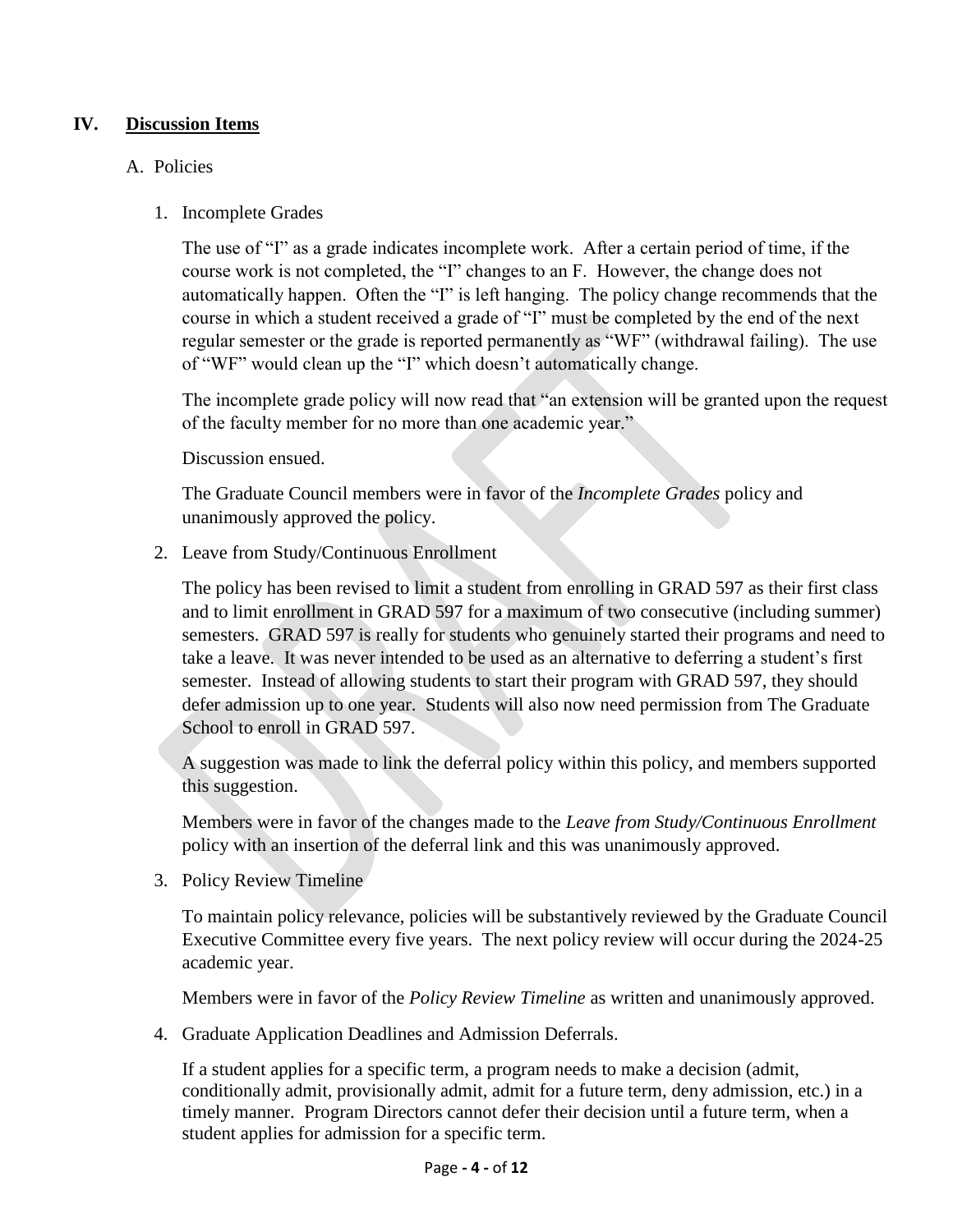## IV. Discussion Items

### A. Policies

1. Incomplete Grades

   The use of "I" as a grade indicates incomplete work. After a certain period of time, if the course work is not completed, the "I" changes to an F. However, the change does not automatically happen. Often the "I" is left hanging. The policy change recommends that the course in which a student received a grade of "I" must be completed by the end of the next regular semester or the grade is reported permanently as "WF" (withdrawal failing). The use of "WF" would clean up the "I" which doesn't automatically change.

   The incomplete grade policy will now read that "an extension will be granted upon the request of the faculty member for no more than one academic year."

   Discussion ensued.

   The Graduate Council members were in favor of the *Incomplete Grades* policy and unanimously approved the policy.

2. Leave from Study/Continuous Enrollment

   The policy has been revised to limit a student from enrolling in GRAD 597 as their first class and to limit enrollment in GRAD 597 for a maximum of two consecutive (including summer) semesters. GRAD 597 is really for students who genuinely started their programs and need to take a leave. It was never intended to be used as an alternative to deferring a student's first semester. Instead of allowing students to start their program with GRAD 597, they should defer admission up to one year. Students will also now need permission from The Graduate School to enroll in GRAD 597.

   A suggestion was made to link the deferral policy within this policy, and members supported this suggestion.

   Members were in favor of the changes made to the *Leave from Study/Continuous Enrollment* policy with an insertion of the deferral link and this was unanimously approved.

3. Policy Review Timeline

   To maintain policy relevance, policies will be substantively reviewed by the Graduate Council Executive Committee every five years. The next policy review will occur during the 2024-25 academic year.

   Members were in favor of the *Policy Review Timeline* as written and unanimously approved.

4. Graduate Application Deadlines and Admission Deferrals.

   If a student applies for a specific term, a program needs to make a decision (admit, conditionally admit, provisionally admit, admit for a future term, deny admission, etc.) in a timely manner. Program Directors cannot defer their decision until a future term, when a student applies for admission for a specific term.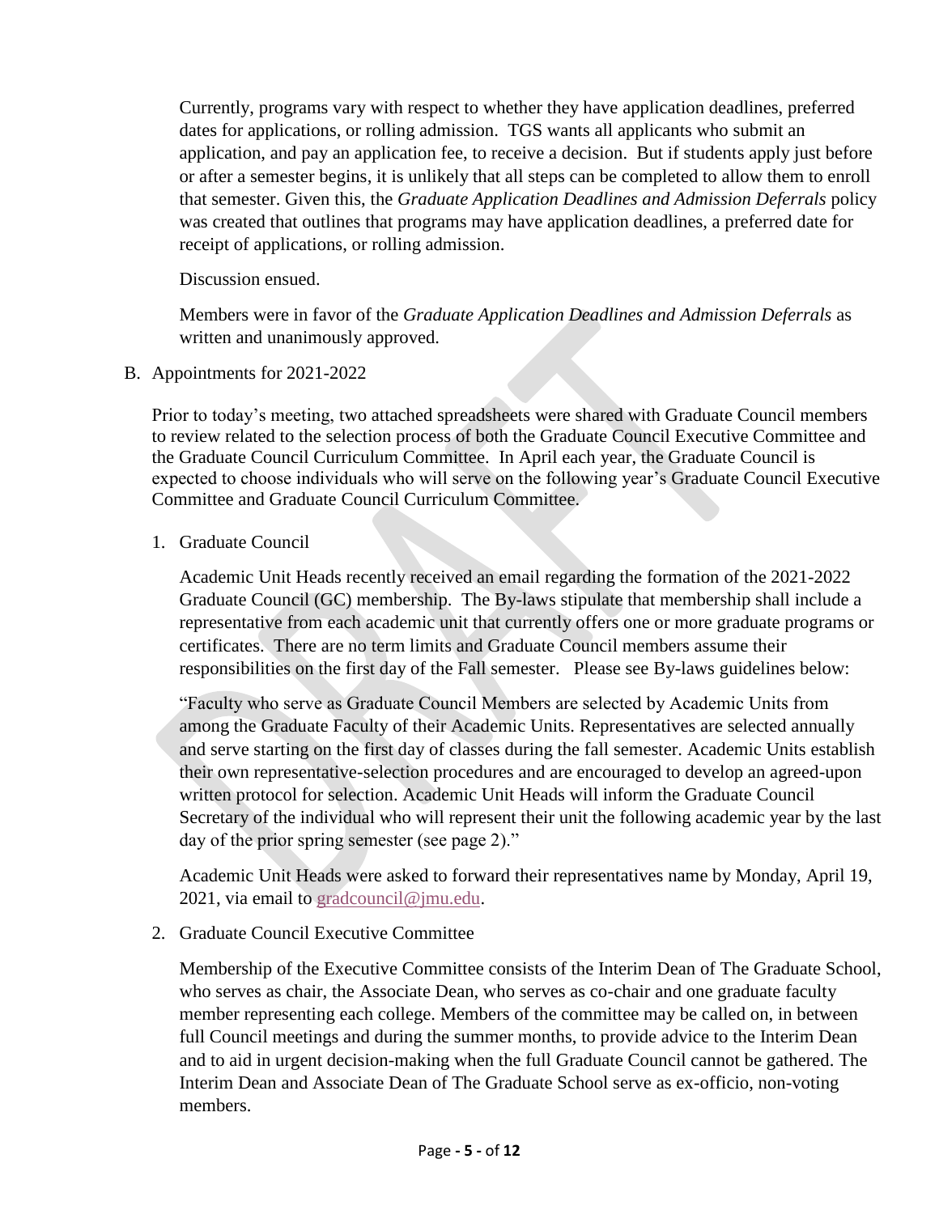Currently, programs vary with respect to whether they have application deadlines, preferred dates for applications, or rolling admission. TGS wants all applicants who submit an application, and pay an application fee, to receive a decision. But if students apply just before or after a semester begins, it is unlikely that all steps can be completed to allow them to enroll that semester. Given this, the *Graduate Application Deadlines and Admission Deferrals* policy was created that outlines that programs may have application deadlines, a preferred date for receipt of applications, or rolling admission.

Discussion ensued.

Members were in favor of the *Graduate Application Deadlines and Admission Deferrals* as written and unanimously approved.

B. Appointments for 2021-2022

Prior to today's meeting, two attached spreadsheets were shared with Graduate Council members to review related to the selection process of both the Graduate Council Executive Committee and the Graduate Council Curriculum Committee. In April each year, the Graduate Council is expected to choose individuals who will serve on the following year's Graduate Council Executive Committee and Graduate Council Curriculum Committee.

1. Graduate Council

   Academic Unit Heads recently received an email regarding the formation of the 2021-2022 Graduate Council (GC) membership. The By-laws stipulate that membership shall include a representative from each academic unit that currently offers one or more graduate programs or certificates. There are no term limits and Graduate Council members assume their responsibilities on the first day of the Fall semester. Please see By-laws guidelines below:

   "Faculty who serve as Graduate Council Members are selected by Academic Units from among the Graduate Faculty of their Academic Units. Representatives are selected annually and serve starting on the first day of classes during the fall semester. Academic Units establish their own representative-selection procedures and are encouraged to develop an agreed-upon written protocol for selection. Academic Unit Heads will inform the Graduate Council Secretary of the individual who will represent their unit the following academic year by the last day of the prior spring semester (see page 2)."

   Academic Unit Heads were asked to forward their representatives name by Monday, April 19, 2021, via email to gradcouncil@jmu.edu.

2. Graduate Council Executive Committee

   Membership of the Executive Committee consists of the Interim Dean of The Graduate School, who serves as chair, the Associate Dean, who serves as co-chair and one graduate faculty member representing each college. Members of the committee may be called on, in between full Council meetings and during the summer months, to provide advice to the Interim Dean and to aid in urgent decision-making when the full Graduate Council cannot be gathered. The Interim Dean and Associate Dean of The Graduate School serve as ex-officio, non-voting members.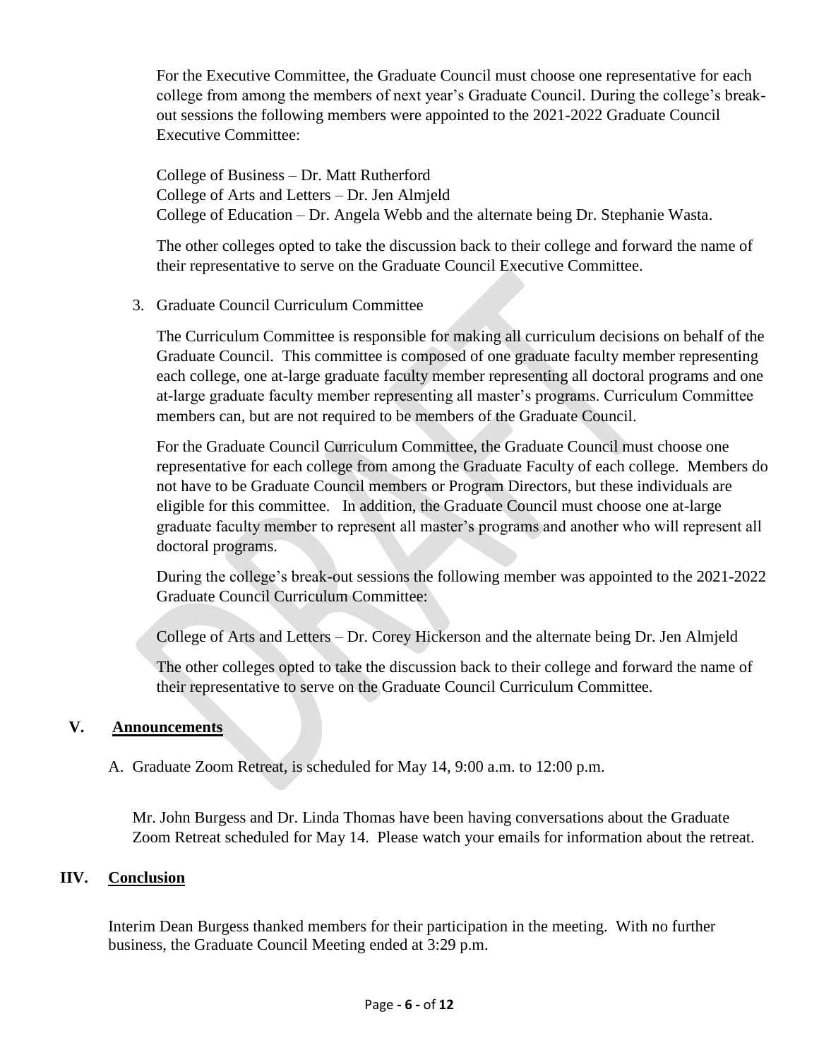For the Executive Committee, the Graduate Council must choose one representative for each college from among the members of next year's Graduate Council. During the college's break-out sessions the following members were appointed to the 2021-2022 Graduate Council Executive Committee:

College of Business – Dr. Matt Rutherford
College of Arts and Letters – Dr. Jen Almjeld
College of Education – Dr. Angela Webb and the alternate being Dr. Stephanie Wasta.

The other colleges opted to take the discussion back to their college and forward the name of their representative to serve on the Graduate Council Executive Committee.

3. Graduate Council Curriculum Committee

The Curriculum Committee is responsible for making all curriculum decisions on behalf of the Graduate Council. This committee is composed of one graduate faculty member representing each college, one at-large graduate faculty member representing all doctoral programs and one at-large graduate faculty member representing all master's programs. Curriculum Committee members can, but are not required to be members of the Graduate Council.

For the Graduate Council Curriculum Committee, the Graduate Council must choose one representative for each college from among the Graduate Faculty of each college. Members do not have to be Graduate Council members or Program Directors, but these individuals are eligible for this committee. In addition, the Graduate Council must choose one at-large graduate faculty member to represent all master's programs and another who will represent all doctoral programs.

During the college's break-out sessions the following member was appointed to the 2021-2022 Graduate Council Curriculum Committee:

College of Arts and Letters – Dr. Corey Hickerson and the alternate being Dr. Jen Almjeld

The other colleges opted to take the discussion back to their college and forward the name of their representative to serve on the Graduate Council Curriculum Committee.

## V. Announcements

A. Graduate Zoom Retreat, is scheduled for May 14, 9:00 a.m. to 12:00 p.m.

Mr. John Burgess and Dr. Linda Thomas have been having conversations about the Graduate Zoom Retreat scheduled for May 14. Please watch your emails for information about the retreat.

## IIV. Conclusion

Interim Dean Burgess thanked members for their participation in the meeting. With no further business, the Graduate Council Meeting ended at 3:29 p.m.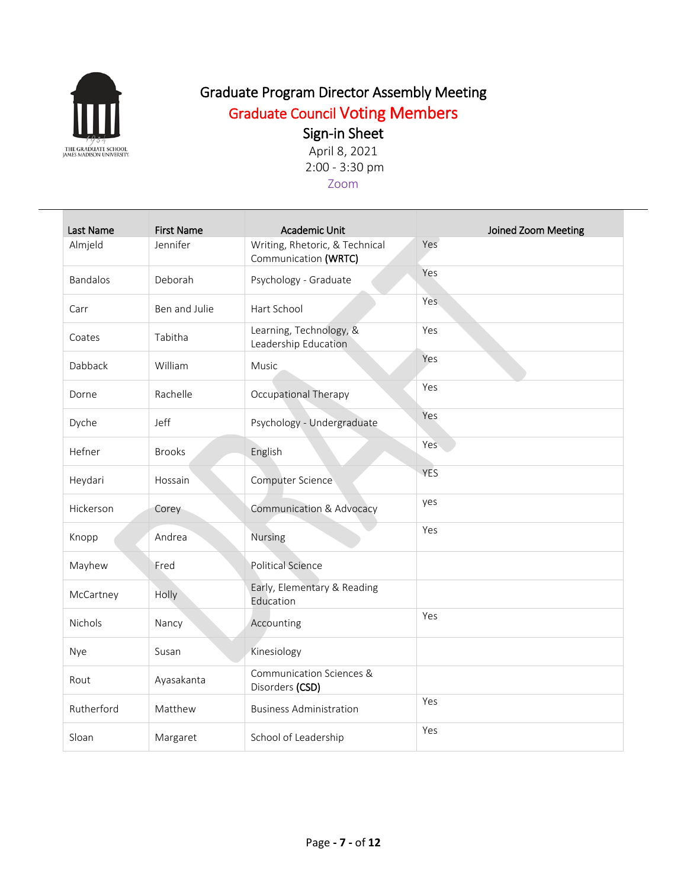# Graduate Program Director Assembly Meeting

## Graduate Council Voting Members

### Sign-in Sheet

April 8, 2021

2:00 - 3:30 pm

Zoom

| Last Name | First Name | Academic Unit | Joined Zoom Meeting |
|---|---|---|---|
| Almjeld | Jennifer | Writing, Rhetoric, & Technical Communication **(WRTC)** | Yes |
| Bandalos | Deborah | Psychology - Graduate | Yes |
| Carr | Ben and Julie | Hart School | Yes |
| Coates | Tabitha | Learning, Technology, & Leadership Education | Yes |
| Dabback | William | Music | Yes |
| Dorne | Rachelle | Occupational Therapy | Yes |
| Dyche | Jeff | Psychology - Undergraduate | Yes |
| Hefner | Brooks | English | Yes |
| Heydari | Hossain | Computer Science | YES |
| Hickerson | Corey | Communication & Advocacy | yes |
| Knopp | Andrea | Nursing | Yes |
| Mayhew | Fred | Political Science | |
| McCartney | Holly | Early, Elementary & Reading Education | |
| Nichols | Nancy | Accounting | Yes |
| Nye | Susan | Kinesiology | |
| Rout | Ayasakanta | Communication Sciences & Disorders **(CSD)** | |
| Rutherford | Matthew | Business Administration | Yes |
| Sloan | Margaret | School of Leadership | Yes |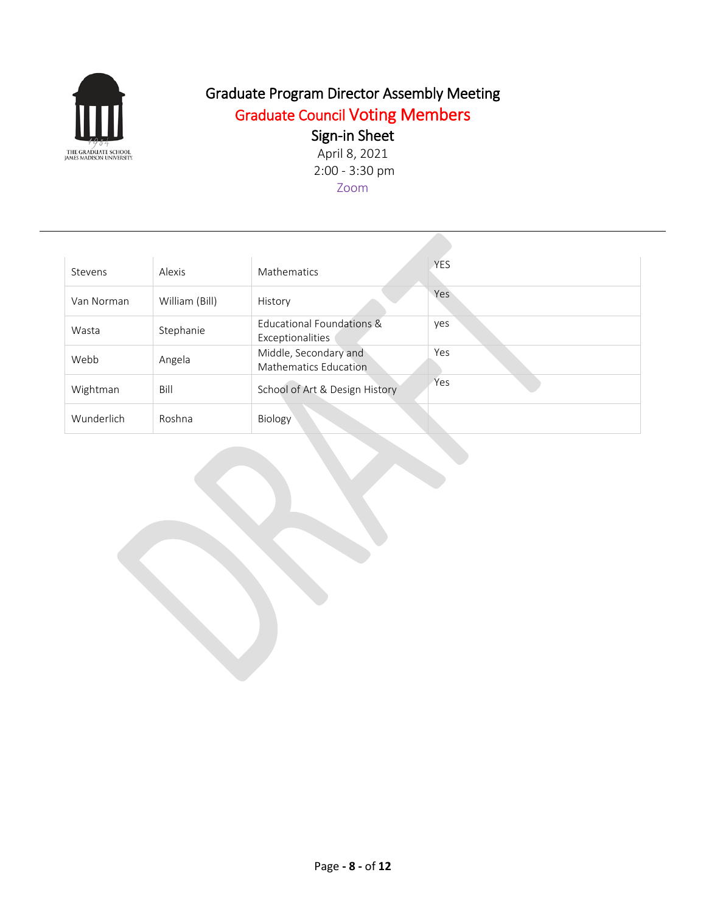# Graduate Program Director Assembly Meeting

## Graduate Council Voting Members

## Sign-in Sheet

April 8, 2021

2:00 - 3:30 pm

Zoom

---

| | | | |
|---|---|---|---|
| Stevens | Alexis | Mathematics | YES |
| Van Norman | William (Bill) | History | Yes |
| Wasta | Stephanie | Educational Foundations & Exceptionalities | yes |
| Webb | Angela | Middle, Secondary and Mathematics Education | Yes |
| Wightman | Bill | School of Art & Design History | Yes |
| Wunderlich | Roshna | Biology | |

DRAFT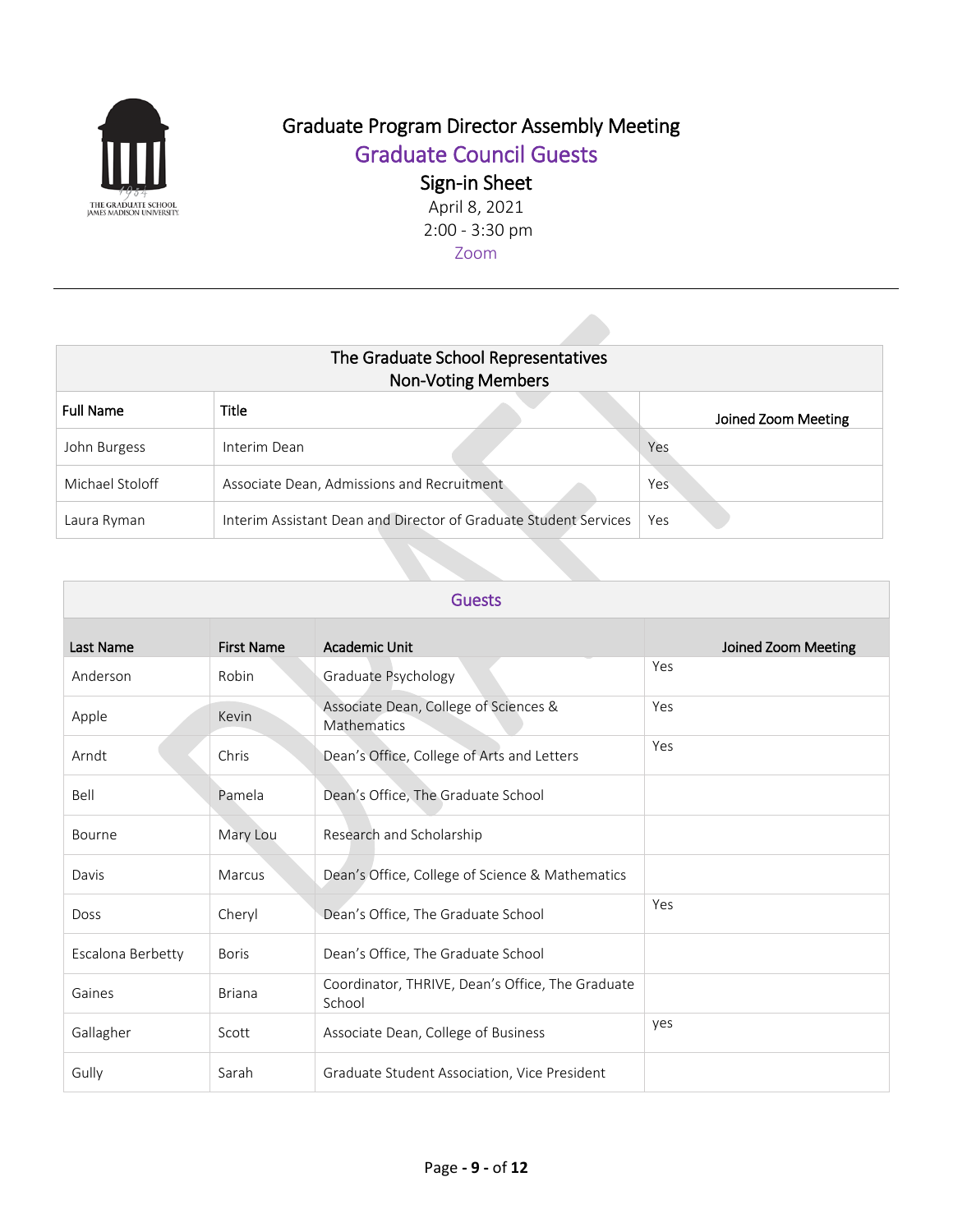# Graduate Program Director Assembly Meeting

## Graduate Council Guests

### Sign-in Sheet

April 8, 2021

2:00 - 3:30 pm

Zoom

---

| The Graduate School Representatives Non-Voting Members | | |
|---|---|---|
| **Full Name** | **Title** | **Joined Zoom Meeting** |
| John Burgess | Interim Dean | Yes |
| Michael Stoloff | Associate Dean, Admissions and Recruitment | Yes |
| Laura Ryman | Interim Assistant Dean and Director of Graduate Student Services | Yes |

| Guests | | | |
|---|---|---|---|
| **Last Name** | **First Name** | **Academic Unit** | **Joined Zoom Meeting** |
| Anderson | Robin | Graduate Psychology | Yes |
| Apple | Kevin | Associate Dean, College of Sciences & Mathematics | Yes |
| Arndt | Chris | Dean's Office, College of Arts and Letters | Yes |
| Bell | Pamela | Dean's Office, The Graduate School | |
| Bourne | Mary Lou | Research and Scholarship | |
| Davis | Marcus | Dean's Office, College of Science & Mathematics | |
| Doss | Cheryl | Dean's Office, The Graduate School | Yes |
| Escalona Berbetty | Boris | Dean's Office, The Graduate School | |
| Gaines | Briana | Coordinator, THRIVE, Dean's Office, The Graduate School | |
| Gallagher | Scott | Associate Dean, College of Business | yes |
| Gully | Sarah | Graduate Student Association, Vice President | |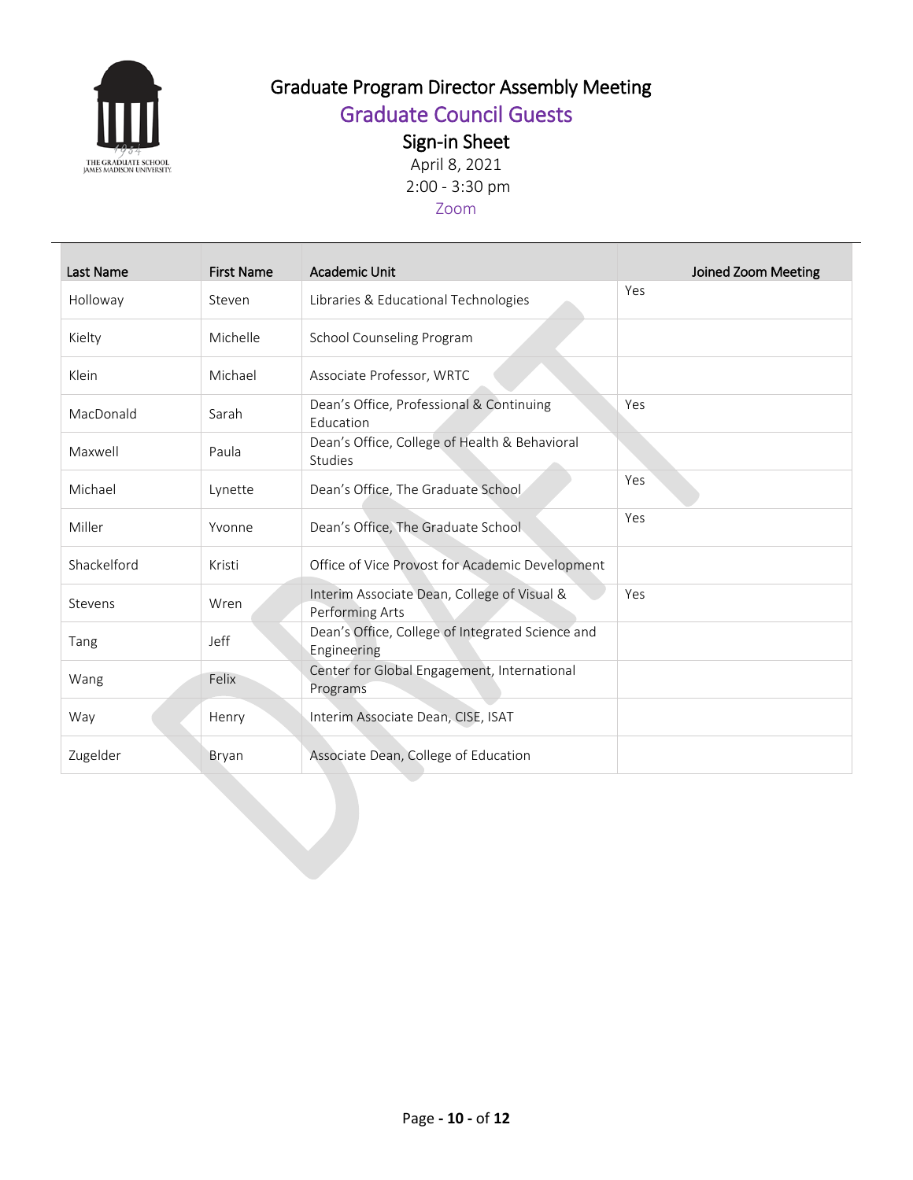# Graduate Program Director Assembly Meeting

## Graduate Council Guests

### Sign-in Sheet

April 8, 2021

2:00 - 3:30 pm

Zoom

| Last Name | First Name | Academic Unit | Joined Zoom Meeting |
|---|---|---|---|
| Holloway | Steven | Libraries & Educational Technologies | Yes |
| Kielty | Michelle | School Counseling Program | |
| Klein | Michael | Associate Professor, WRTC | |
| MacDonald | Sarah | Dean’s Office, Professional & Continuing Education | Yes |
| Maxwell | Paula | Dean’s Office, College of Health & Behavioral Studies | |
| Michael | Lynette | Dean’s Office, The Graduate School | Yes |
| Miller | Yvonne | Dean’s Office, The Graduate School | Yes |
| Shackelford | Kristi | Office of Vice Provost for Academic Development | |
| Stevens | Wren | Interim Associate Dean, College of Visual & Performing Arts | Yes |
| Tang | Jeff | Dean’s Office, College of Integrated Science and Engineering | |
| Wang | Felix | Center for Global Engagement, International Programs | |
| Way | Henry | Interim Associate Dean, CISE, ISAT | |
| Zugelder | Bryan | Associate Dean, College of Education | |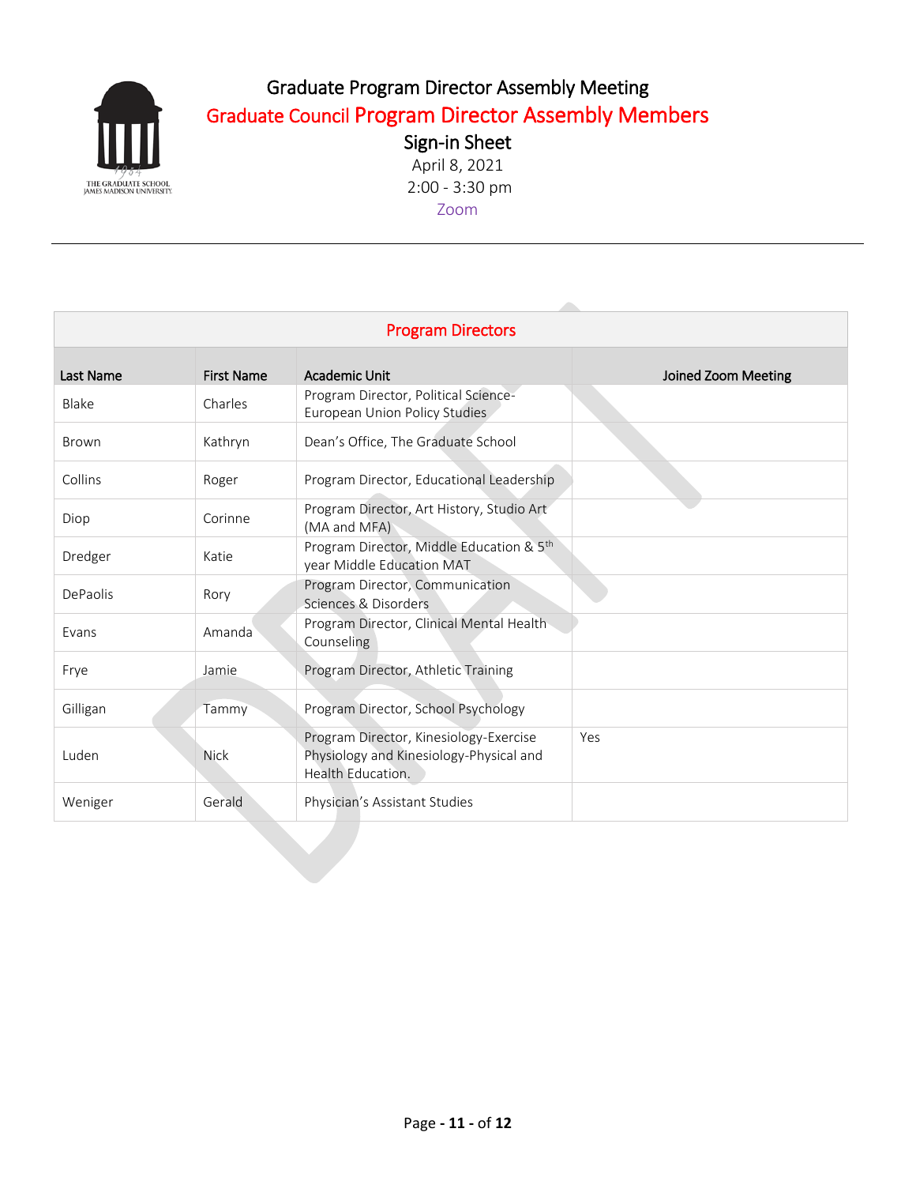# Graduate Program Director Assembly Meeting

## Graduate Council Program Director Assembly Members

### Sign-in Sheet

April 8, 2021

2:00 - 3:30 pm

Zoom

---

| Program Directors | | | |
|---|---|---|---|
| **Last Name** | **First Name** | **Academic Unit** | **Joined Zoom Meeting** |
| Blake | Charles | Program Director, Political Science-European Union Policy Studies | |
| Brown | Kathryn | Dean's Office, The Graduate School | |
| Collins | Roger | Program Director, Educational Leadership | |
| Diop | Corinne | Program Director, Art History, Studio Art (MA and MFA) | |
| Dredger | Katie | Program Director, Middle Education & 5th year Middle Education MAT | |
| DePaolis | Rory | Program Director, Communication Sciences & Disorders | |
| Evans | Amanda | Program Director, Clinical Mental Health Counseling | |
| Frye | Jamie | Program Director, Athletic Training | |
| Gilligan | Tammy | Program Director, School Psychology | |
| Luden | Nick | Program Director, Kinesiology-Exercise Physiology and Kinesiology-Physical and Health Education. | Yes |
| Weniger | Gerald | Physician's Assistant Studies | |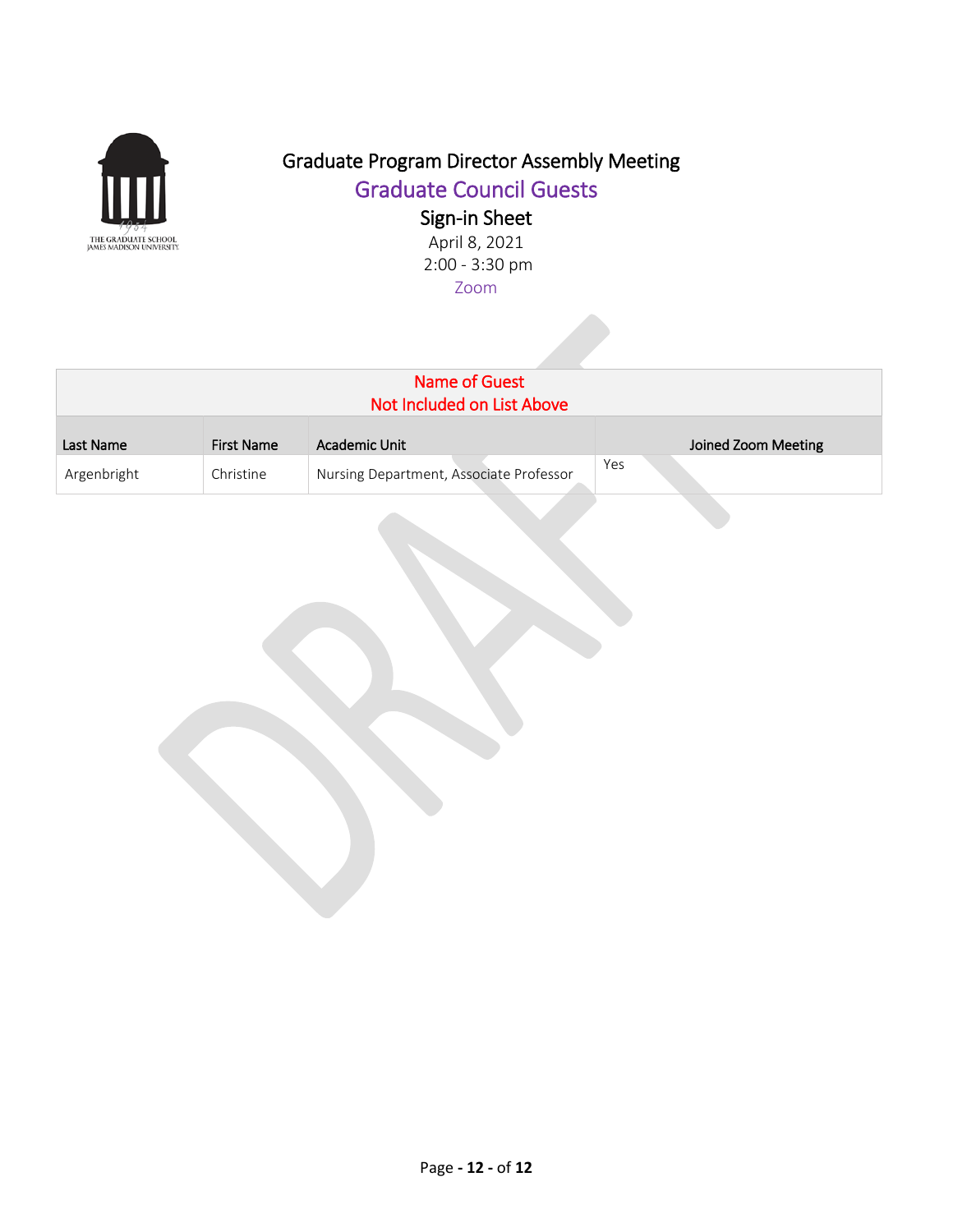# Graduate Program Director Assembly Meeting

## Graduate Council Guests

### Sign-in Sheet

April 8, 2021

2:00 - 3:30 pm

Zoom

| Name of Guest Not Included on List Above | | | |
|---|---|---|---|
| Last Name | First Name | Academic Unit | Joined Zoom Meeting |
| Argenbright | Christine | Nursing Department, Associate Professor | Yes |